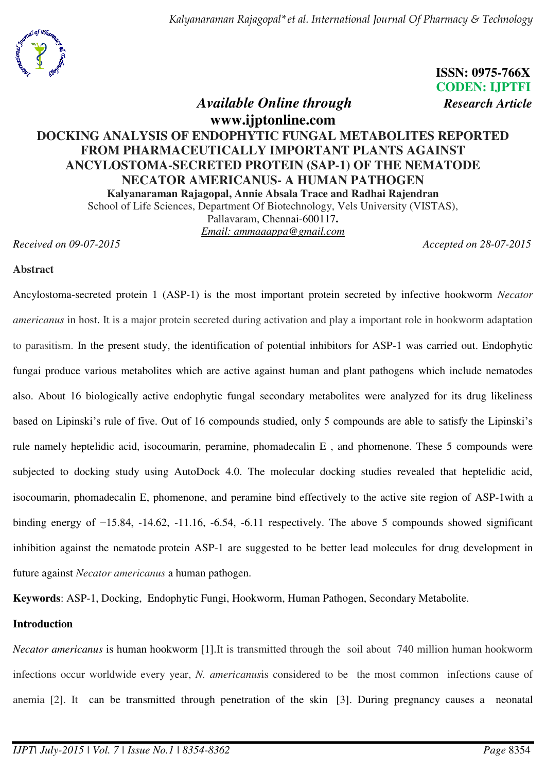**ISSN: 0975-766X**
**CODEN: IJPTFI**

*Available Online through* *Research Article*

**www.ijptonline.com**

# DOCKING ANALYSIS OF ENDOPHYTIC FUNGAL METABOLITES REPORTED FROM PHARMACEUTICALLY IMPORTANT PLANTS AGAINST ANCYLOSTOMA-SECRETED PROTEIN (SAP-1) OF THE NEMATODE NECATOR AMERICANUS- A HUMAN PATHOGEN

**Kalyanaraman Rajagopal, Annie Absala Trace and Radhai Rajendran**

School of Life Sciences, Department Of Biotechnology, Vels University (VISTAS), Pallavaram, Chennai-600117.

Email: ammaaappa@gmail.com

*Received on 09-07-2015* *Accepted on 28-07-2015*

## Abstract

Ancylostoma-secreted protein 1 (ASP-1) is the most important protein secreted by infective hookworm *Necator americanus* in host. It is a major protein secreted during activation and play a important role in hookworm adaptation to parasitism. In the present study, the identification of potential inhibitors for ASP-1 was carried out. Endophytic fungai produce various metabolites which are active against human and plant pathogens which include nematodes also. About 16 biologically active endophytic fungal secondary metabolites were analyzed for its drug likeliness based on Lipinski's rule of five. Out of 16 compounds studied, only 5 compounds are able to satisfy the Lipinski's rule namely heptelidic acid, isocoumarin, peramine, phomadecalin E , and phomenone. These 5 compounds were subjected to docking study using AutoDock 4.0. The molecular docking studies revealed that heptelidic acid, isocoumarin, phomadecalin E, phomenone, and peramine bind effectively to the active site region of ASP-1with a binding energy of −15.84, -14.62, -11.16, -6.54, -6.11 respectively. The above 5 compounds showed significant inhibition against the nematode protein ASP-1 are suggested to be better lead molecules for drug development in future against *Necator americanus* a human pathogen.

**Keywords**: ASP-1, Docking, Endophytic Fungi, Hookworm, Human Pathogen, Secondary Metabolite.

## Introduction

*Necator americanus* is human hookworm [1].It is transmitted through the soil about 740 million human hookworm infections occur worldwide every year, *N. americanus*is considered to be the most common infections cause of anemia [2]. It can be transmitted through penetration of the skin [3]. During pregnancy causes a neonatal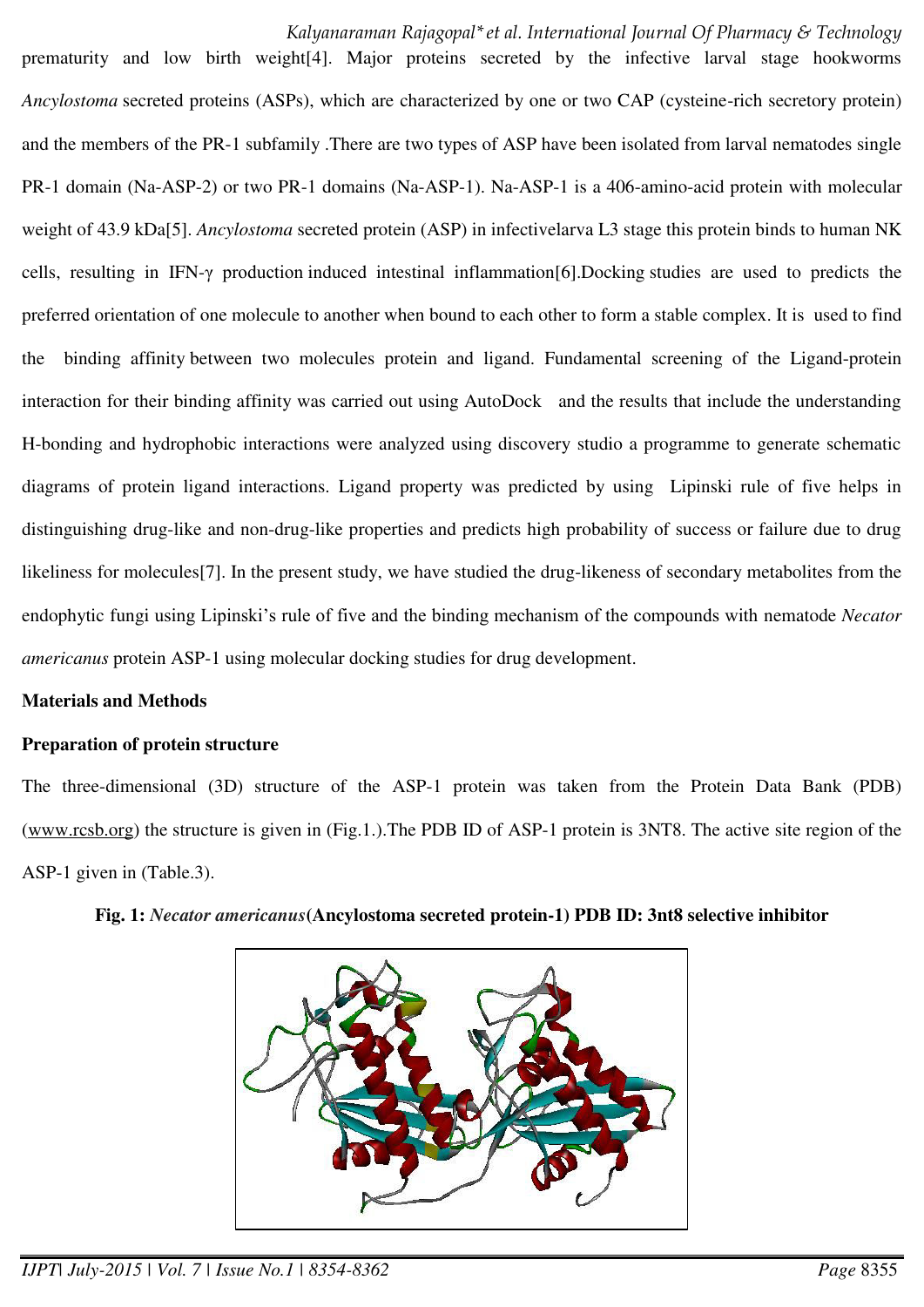prematurity and low birth weight[4]. Major proteins secreted by the infective larval stage hookworms *Ancylostoma* secreted proteins (ASPs), which are characterized by one or two CAP (cysteine-rich secretory protein) and the members of the PR-1 subfamily .There are two types of ASP have been isolated from larval nematodes single PR-1 domain (Na-ASP-2) or two PR-1 domains (Na-ASP-1). Na-ASP-1 is a 406-amino-acid protein with molecular weight of 43.9 kDa[5]. *Ancylostoma* secreted protein (ASP) in infectivelarva L3 stage this protein binds to human NK cells, resulting in IFN-γ production induced intestinal inflammation[6].Docking studies are used to predicts the preferred orientation of one molecule to another when bound to each other to form a stable complex. It is used to find the binding affinity between two molecules protein and ligand. Fundamental screening of the Ligand-protein interaction for their binding affinity was carried out using AutoDock and the results that include the understanding H-bonding and hydrophobic interactions were analyzed using discovery studio a programme to generate schematic diagrams of protein ligand interactions. Ligand property was predicted by using Lipinski rule of five helps in distinguishing drug-like and non-drug-like properties and predicts high probability of success or failure due to drug likeliness for molecules[7]. In the present study, we have studied the drug-likeness of secondary metabolites from the endophytic fungi using Lipinski's rule of five and the binding mechanism of the compounds with nematode *Necator americanus* protein ASP-1 using molecular docking studies for drug development.

## Materials and Methods

### Preparation of protein structure

The three-dimensional (3D) structure of the ASP-1 protein was taken from the Protein Data Bank (PDB) (www.rcsb.org) the structure is given in (Fig.1.).The PDB ID of ASP-1 protein is 3NT8. The active site region of the ASP-1 given in (Table.3).

**Fig. 1: *Necator americanus*(Ancylostoma secreted protein-1) PDB ID: 3nt8 selective inhibitor**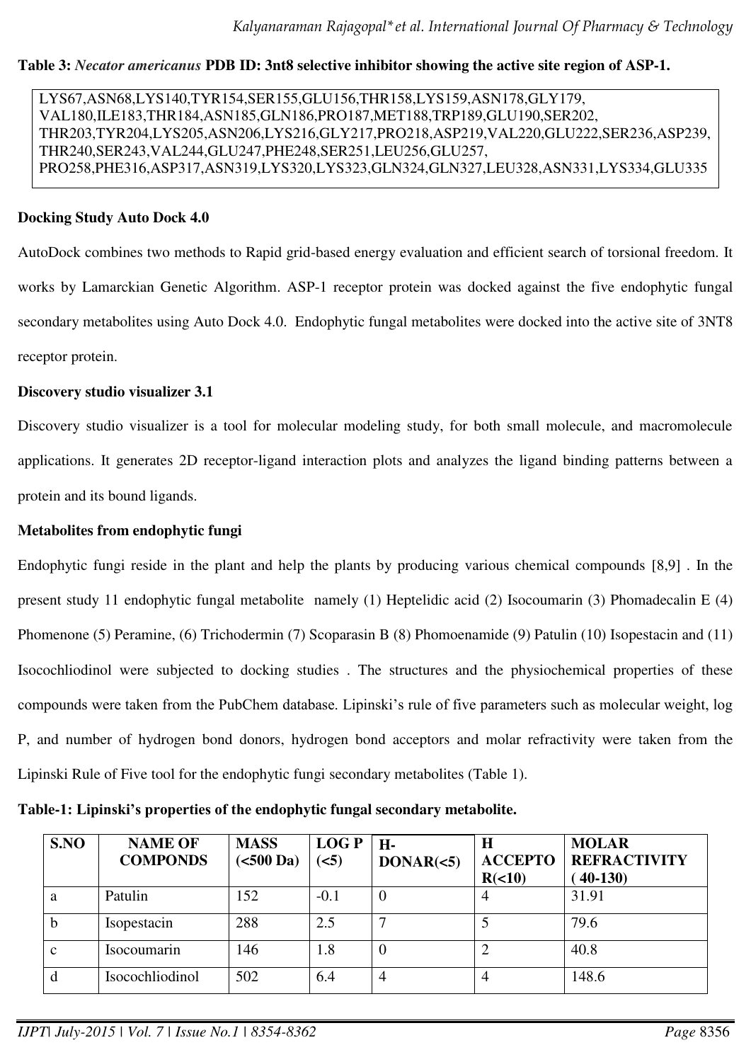**Table 3:** ***Necator americanus*** **PDB ID: 3nt8 selective inhibitor showing the active site region of ASP-1.**

LYS67,ASN68,LYS140,TYR154,SER155,GLU156,THR158,LYS159,ASN178,GLY179, VAL180,ILE183,THR184,ASN185,GLN186,PRO187,MET188,TRP189,GLU190,SER202, THR203,TYR204,LYS205,ASN206,LYS216,GLY217,PRO218,ASP219,VAL220,GLU222,SER236,ASP239, THR240,SER243,VAL244,GLU247,PHE248,SER251,LEU256,GLU257, PRO258,PHE316,ASP317,ASN319,LYS320,LYS323,GLN324,GLN327,LEU328,ASN331,LYS334,GLU335

**Docking Study Auto Dock 4.0**

AutoDock combines two methods to Rapid grid-based energy evaluation and efficient search of torsional freedom. It works by Lamarckian Genetic Algorithm. ASP-1 receptor protein was docked against the five endophytic fungal secondary metabolites using Auto Dock 4.0. Endophytic fungal metabolites were docked into the active site of 3NT8 receptor protein.

**Discovery studio visualizer 3.1**

Discovery studio visualizer is a tool for molecular modeling study, for both small molecule, and macromolecule applications. It generates 2D receptor-ligand interaction plots and analyzes the ligand binding patterns between a protein and its bound ligands.

**Metabolites from endophytic fungi**

Endophytic fungi reside in the plant and help the plants by producing various chemical compounds [8,9] . In the present study 11 endophytic fungal metabolite namely (1) Heptelidic acid (2) Isocoumarin (3) Phomadecalin E (4) Phomenone (5) Peramine, (6) Trichodermin (7) Scoparasin B (8) Phomoenamide (9) Patulin (10) Isopestacin and (11) Isocochliodinol were subjected to docking studies . The structures and the physiochemical properties of these compounds were taken from the PubChem database. Lipinski's rule of five parameters such as molecular weight, log P, and number of hydrogen bond donors, hydrogen bond acceptors and molar refractivity were taken from the Lipinski Rule of Five tool for the endophytic fungi secondary metabolites (Table 1).

**Table-1: Lipinski's properties of the endophytic fungal secondary metabolite.**

| S.NO | NAME OF COMPONDS | MASS (<500 Da) | LOG P (<5) | H-DONAR(<5) | H ACCEPTOR(<10) | MOLAR REFRACTIVITY ( 40-130) |
|---|---|---|---|---|---|---|
| a | Patulin | 152 | -0.1 | 0 | 4 | 31.91 |
| b | Isopestacin | 288 | 2.5 | 7 | 5 | 79.6 |
| c | Isocoumarin | 146 | 1.8 | 0 | 2 | 40.8 |
| d | Isocochliodinol | 502 | 6.4 | 4 | 4 | 148.6 |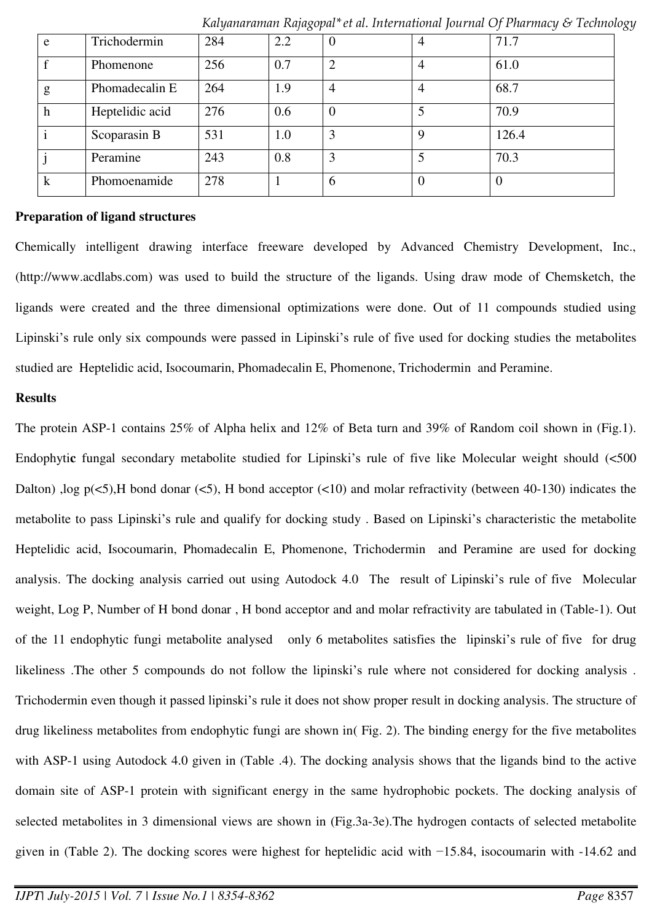| | | | | | | |
|---|---|---|---|---|---|---|
| e | Trichodermin | 284 | 2.2 | 0 | 4 | 71.7 |
| f | Phomenone | 256 | 0.7 | 2 | 4 | 61.0 |
| g | Phomadecalin E | 264 | 1.9 | 4 | 4 | 68.7 |
| h | Heptelidic acid | 276 | 0.6 | 0 | 5 | 70.9 |
| i | Scoparasin B | 531 | 1.0 | 3 | 9 | 126.4 |
| j | Peramine | 243 | 0.8 | 3 | 5 | 70.3 |
| k | Phomoenamide | 278 | 1 | 6 | 0 | 0 |

**Preparation of ligand structures**

Chemically intelligent drawing interface freeware developed by Advanced Chemistry Development, Inc., (http://www.acdlabs.com) was used to build the structure of the ligands. Using draw mode of Chemsketch, the ligands were created and the three dimensional optimizations were done. Out of 11 compounds studied using Lipinski's rule only six compounds were passed in Lipinski's rule of five used for docking studies the metabolites studied are Heptelidic acid, Isocoumarin, Phomadecalin E, Phomenone, Trichodermin and Peramine.

**Results**

The protein ASP-1 contains 25% of Alpha helix and 12% of Beta turn and 39% of Random coil shown in (Fig.1). Endophytic fungal secondary metabolite studied for Lipinski's rule of five like Molecular weight should (<500 Dalton) ,log p(<5),H bond donar (<5), H bond acceptor (<10) and molar refractivity (between 40-130) indicates the metabolite to pass Lipinski's rule and qualify for docking study . Based on Lipinski's characteristic the metabolite Heptelidic acid, Isocoumarin, Phomadecalin E, Phomenone, Trichodermin and Peramine are used for docking analysis. The docking analysis carried out using Autodock 4.0 The result of Lipinski's rule of five Molecular weight, Log P, Number of H bond donar , H bond acceptor and and molar refractivity are tabulated in (Table-1). Out of the 11 endophytic fungi metabolite analysed only 6 metabolites satisfies the lipinski's rule of five for drug likeliness .The other 5 compounds do not follow the lipinski's rule where not considered for docking analysis . Trichodermin even though it passed lipinski's rule it does not show proper result in docking analysis. The structure of drug likeliness metabolites from endophytic fungi are shown in( Fig. 2). The binding energy for the five metabolites with ASP-1 using Autodock 4.0 given in (Table .4). The docking analysis shows that the ligands bind to the active domain site of ASP-1 protein with significant energy in the same hydrophobic pockets. The docking analysis of selected metabolites in 3 dimensional views are shown in (Fig.3a-3e).The hydrogen contacts of selected metabolite given in (Table 2). The docking scores were highest for heptelidic acid with −15.84, isocoumarin with -14.62 and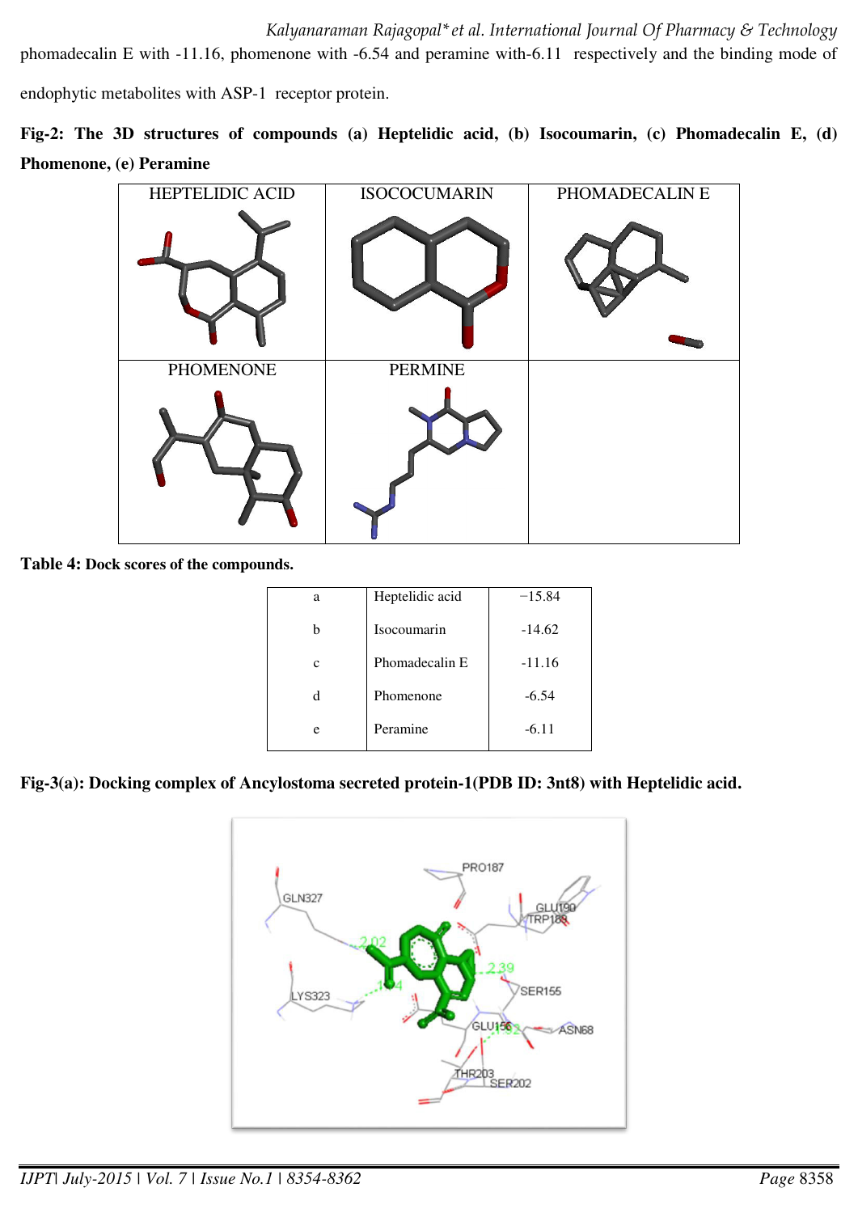phomadecalin E with -11.16, phomenone with -6.54 and peramine with-6.11 respectively and the binding mode of endophytic metabolites with ASP-1 receptor protein.

**Fig-2: The 3D structures of compounds (a) Heptelidic acid, (b) Isocoumarin, (c) Phomadecalin E, (d) Phomenone, (e) Peramine**

| HEPTELIDIC ACID | ISOCOCUMARIN | PHOMADECALIN E |
|---|---|---|
| PHOMENONE | PERMINE | |

**Table 4: Dock scores of the compounds.**

| | | |
|---|---|---|
| a | Heptelidic acid | −15.84 |
| b | Isocoumarin | -14.62 |
| c | Phomadecalin E | -11.16 |
| d | Phomenone | -6.54 |
| e | Peramine | -6.11 |

**Fig-3(a): Docking complex of Ancylostoma secreted protein-1(PDB ID: 3nt8) with Heptelidic acid.**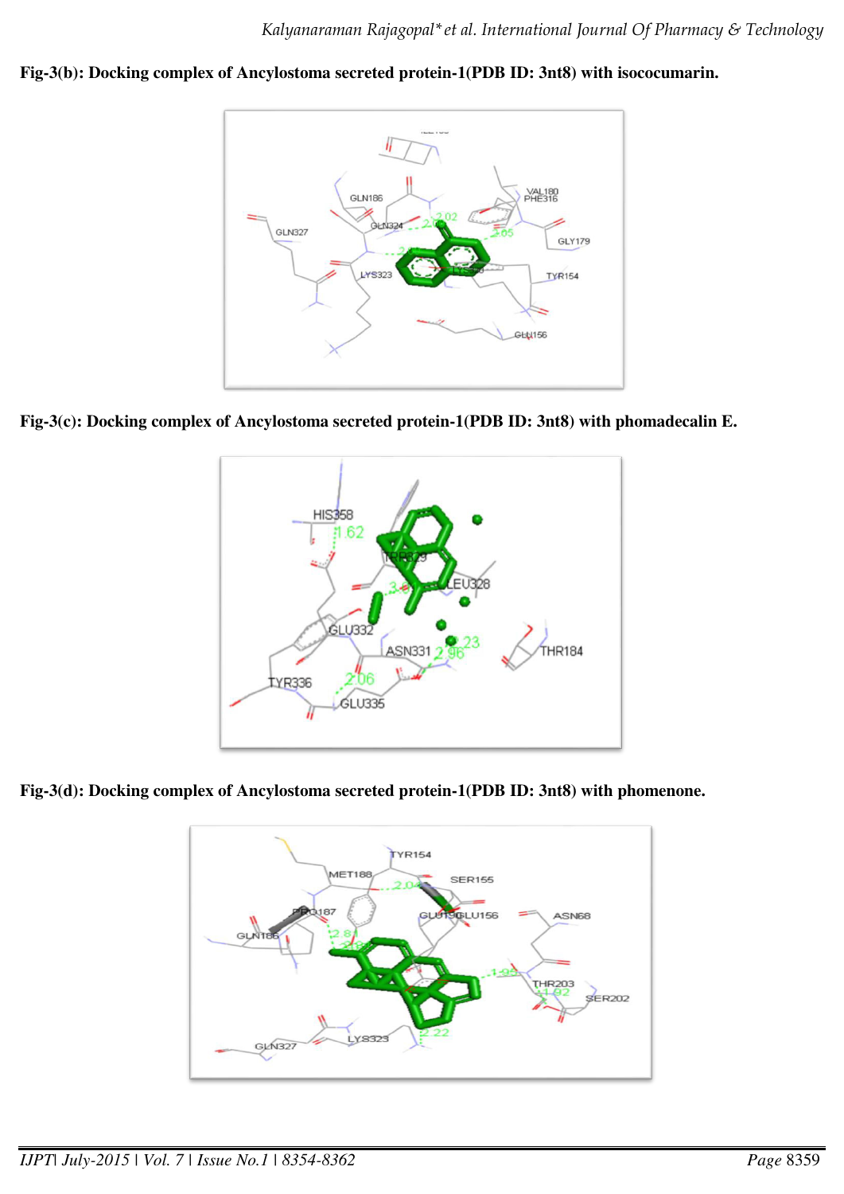**Fig-3(b): Docking complex of Ancylostoma secreted protein-1(PDB ID: 3nt8) with isococumarin.**

**Fig-3(c): Docking complex of Ancylostoma secreted protein-1(PDB ID: 3nt8) with phomadecalin E.**

**Fig-3(d): Docking complex of Ancylostoma secreted protein-1(PDB ID: 3nt8) with phomenone.**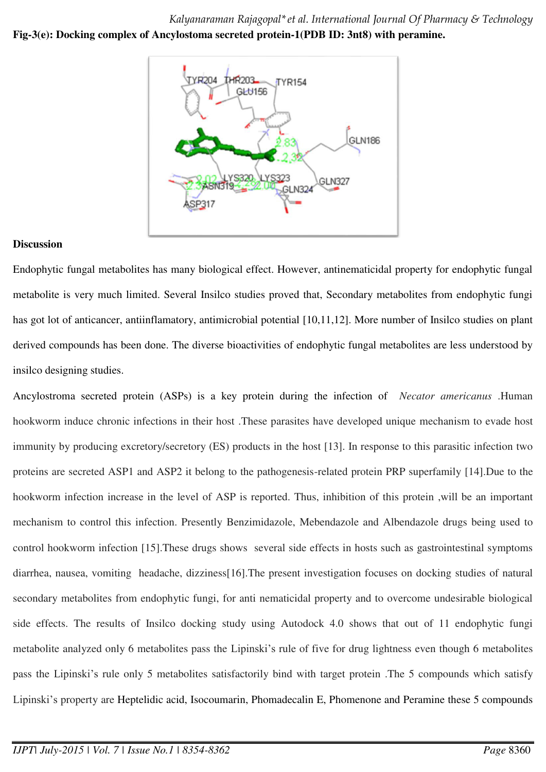**Fig-3(e): Docking complex of Ancylostoma secreted protein-1(PDB ID: 3nt8) with peramine.**

**Discussion**

Endophytic fungal metabolites has many biological effect. However, antinematicidal property for endophytic fungal metabolite is very much limited. Several Insilco studies proved that, Secondary metabolites from endophytic fungi has got lot of anticancer, antiinflamatory, antimicrobial potential [10,11,12]. More number of Insilco studies on plant derived compounds has been done. The diverse bioactivities of endophytic fungal metabolites are less understood by insilco designing studies.

Ancylostroma secreted protein (ASPs) is a key protein during the infection of *Necator americanus* .Human hookworm induce chronic infections in their host .These parasites have developed unique mechanism to evade host immunity by producing excretory/secretory (ES) products in the host [13]. In response to this parasitic infection two proteins are secreted ASP1 and ASP2 it belong to the pathogenesis-related protein PRP superfamily [14].Due to the hookworm infection increase in the level of ASP is reported. Thus, inhibition of this protein ,will be an important mechanism to control this infection. Presently Benzimidazole, Mebendazole and Albendazole drugs being used to control hookworm infection [15].These drugs shows several side effects in hosts such as gastrointestinal symptoms diarrhea, nausea, vomiting headache, dizziness[16].The present investigation focuses on docking studies of natural secondary metabolites from endophytic fungi, for anti nematicidal property and to overcome undesirable biological side effects. The results of Insilco docking study using Autodock 4.0 shows that out of 11 endophytic fungi metabolite analyzed only 6 metabolites pass the Lipinski's rule of five for drug lightness even though 6 metabolites pass the Lipinski's rule only 5 metabolites satisfactorily bind with target protein .The 5 compounds which satisfy Lipinski's property are Heptelidic acid, Isocoumarin, Phomadecalin E, Phomenone and Peramine these 5 compounds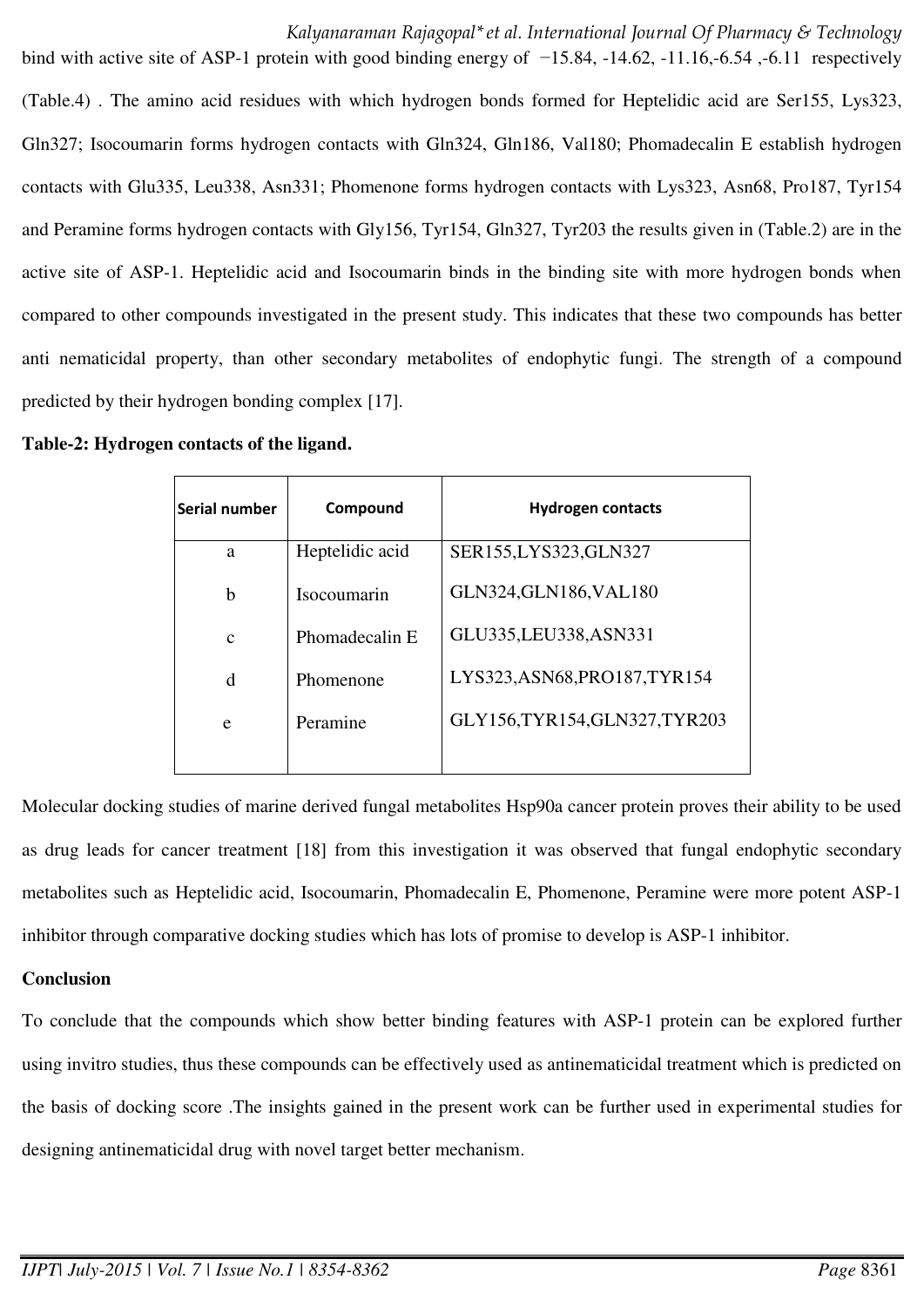bind with active site of ASP-1 protein with good binding energy of −15.84, -14.62, -11.16,-6.54 ,-6.11 respectively (Table.4) . The amino acid residues with which hydrogen bonds formed for Heptelidic acid are Ser155, Lys323, Gln327; Isocoumarin forms hydrogen contacts with Gln324, Gln186, Val180; Phomadecalin E establish hydrogen contacts with Glu335, Leu338, Asn331; Phomenone forms hydrogen contacts with Lys323, Asn68, Pro187, Tyr154 and Peramine forms hydrogen contacts with Gly156, Tyr154, Gln327, Tyr203 the results given in (Table.2) are in the active site of ASP-1. Heptelidic acid and Isocoumarin binds in the binding site with more hydrogen bonds when compared to other compounds investigated in the present study. This indicates that these two compounds has better anti nematicidal property, than other secondary metabolites of endophytic fungi. The strength of a compound predicted by their hydrogen bonding complex [17].

**Table-2: Hydrogen contacts of the ligand.**

| Serial number | Compound | Hydrogen contacts |
|---|---|---|
| a | Heptelidic acid | SER155,LYS323,GLN327 |
| b | Isocoumarin | GLN324,GLN186,VAL180 |
| c | Phomadecalin E | GLU335,LEU338,ASN331 |
| d | Phomenone | LYS323,ASN68,PRO187,TYR154 |
| e | Peramine | GLY156,TYR154,GLN327,TYR203 |

Molecular docking studies of marine derived fungal metabolites Hsp90a cancer protein proves their ability to be used as drug leads for cancer treatment [18] from this investigation it was observed that fungal endophytic secondary metabolites such as Heptelidic acid, Isocoumarin, Phomadecalin E, Phomenone, Peramine were more potent ASP-1 inhibitor through comparative docking studies which has lots of promise to develop is ASP-1 inhibitor.

**Conclusion**

To conclude that the compounds which show better binding features with ASP-1 protein can be explored further using invitro studies, thus these compounds can be effectively used as antinematicidal treatment which is predicted on the basis of docking score .The insights gained in the present work can be further used in experimental studies for designing antinematicidal drug with novel target better mechanism.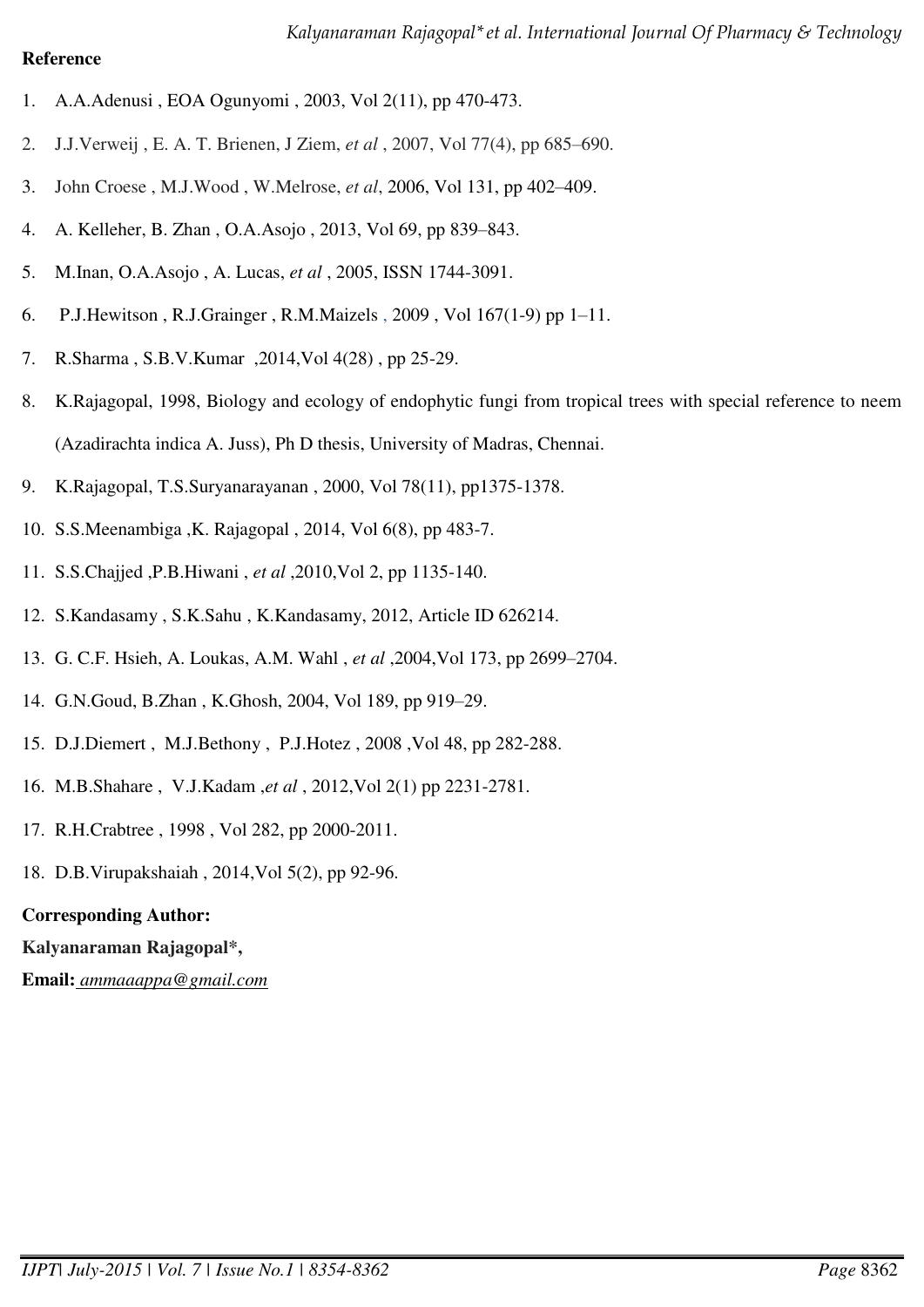**Reference**

1. A.A.Adenusi , EOA Ogunyomi , 2003, Vol 2(11), pp 470-473.
2. J.J.Verweij , E. A. T. Brienen, J Ziem, *et al* , 2007, Vol 77(4), pp 685–690.
3. John Croese , M.J.Wood , W.Melrose, *et al*, 2006, Vol 131, pp 402–409.
4. A. Kelleher, B. Zhan , O.A.Asojo , 2013, Vol 69, pp 839–843.
5. M.Inan, O.A.Asojo , A. Lucas, *et al* , 2005, ISSN 1744-3091.
6. P.J.Hewitson , R.J.Grainger , R.M.Maizels , 2009 , Vol 167(1-9) pp 1–11.
7. R.Sharma , S.B.V.Kumar ,2014,Vol 4(28) , pp 25-29.
8. K.Rajagopal, 1998, Biology and ecology of endophytic fungi from tropical trees with special reference to neem (Azadirachta indica A. Juss), Ph D thesis, University of Madras, Chennai.
9. K.Rajagopal, T.S.Suryanarayanan , 2000, Vol 78(11), pp1375-1378.
10. S.S.Meenambiga ,K. Rajagopal , 2014, Vol 6(8), pp 483-7.
11. S.S.Chajjed ,P.B.Hiwani , *et al* ,2010,Vol 2, pp 1135-140.
12. S.Kandasamy , S.K.Sahu , K.Kandasamy, 2012, Article ID 626214.
13. G. C.F. Hsieh, A. Loukas, A.M. Wahl , *et al* ,2004,Vol 173, pp 2699–2704.
14. G.N.Goud, B.Zhan , K.Ghosh, 2004, Vol 189, pp 919–29.
15. D.J.Diemert , M.J.Bethony , P.J.Hotez , 2008 ,Vol 48, pp 282-288.
16. M.B.Shahare , V.J.Kadam ,*et al* , 2012,Vol 2(1) pp 2231-2781.
17. R.H.Crabtree , 1998 , Vol 282, pp 2000-2011.
18. D.B.Virupakshaiah , 2014,Vol 5(2), pp 92-96.

**Corresponding Author:**

**Kalyanaraman Rajagopal\*,**

**Email:** ammaaappa@gmail.com